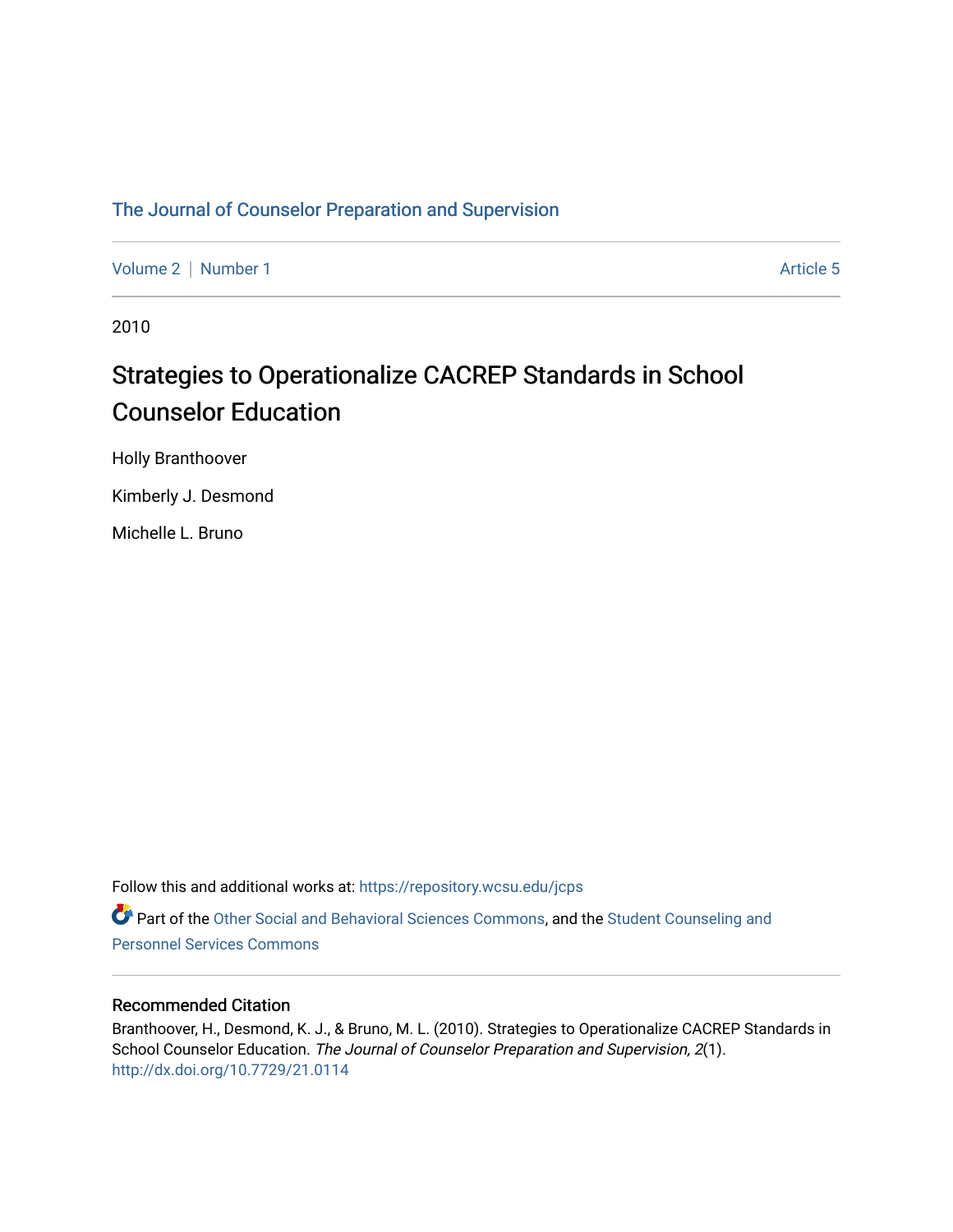The Journal of Counselor Preparation and Supervision

Volume 2 | Number 1 Article 5

2010

# Strategies to Operationalize CACREP Standards in School Counselor Education

Holly Branthoover

Kimberly J. Desmond

Michelle L. Bruno

Follow this and additional works at: https://repository.wcsu.edu/jcps

Part of the Other Social and Behavioral Sciences Commons, and the Student Counseling and Personnel Services Commons

### Recommended Citation

Branthoover, H., Desmond, K. J., & Bruno, M. L. (2010). Strategies to Operationalize CACREP Standards in School Counselor Education. *The Journal of Counselor Preparation and Supervision, 2*(1). http://dx.doi.org/10.7729/21.0114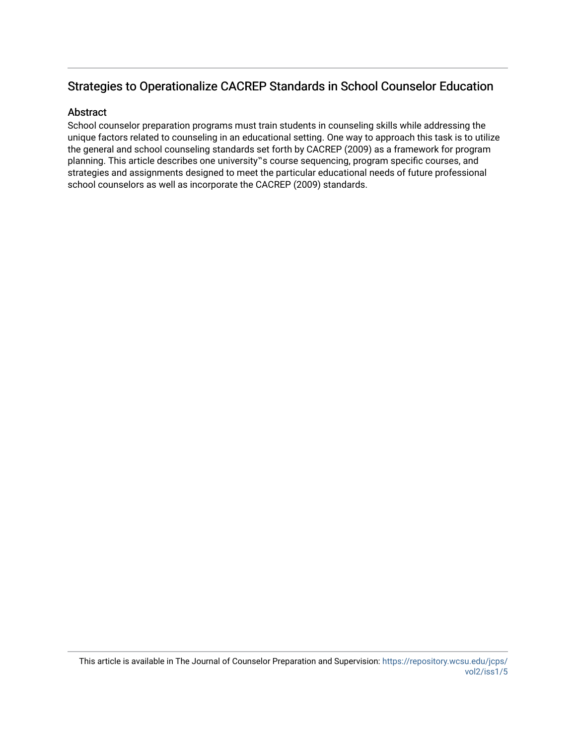## Strategies to Operationalize CACREP Standards in School Counselor Education

### Abstract

School counselor preparation programs must train students in counseling skills while addressing the unique factors related to counseling in an educational setting. One way to approach this task is to utilize the general and school counseling standards set forth by CACREP (2009) as a framework for program planning. This article describes one university‟s course sequencing, program specific courses, and strategies and assignments designed to meet the particular educational needs of future professional school counselors as well as incorporate the CACREP (2009) standards.

This article is available in The Journal of Counselor Preparation and Supervision: https://repository.wcsu.edu/jcps/vol2/iss1/5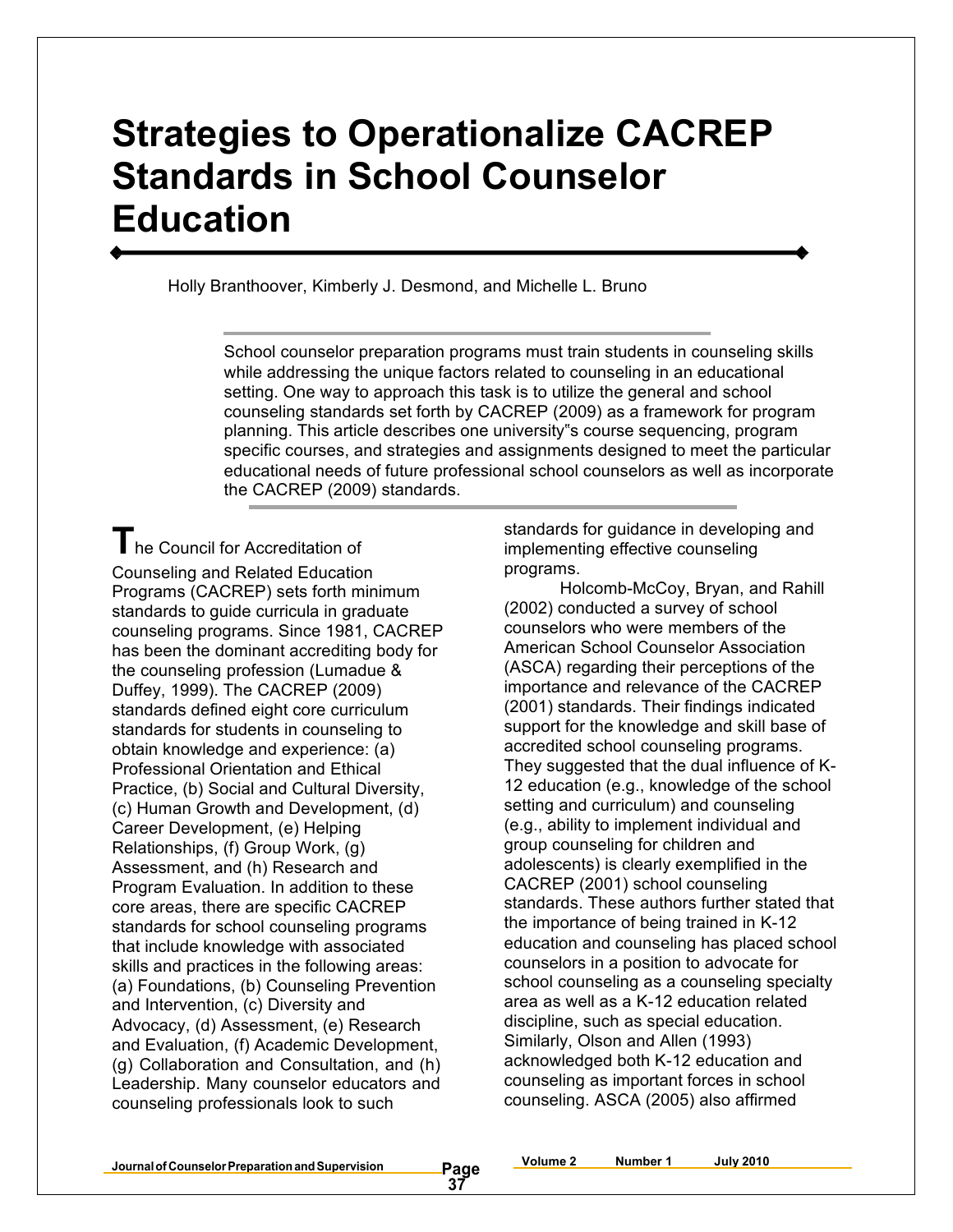# Strategies to Operationalize CACREP Standards in School Counselor Education

Holly Branthoover, Kimberly J. Desmond, and Michelle L. Bruno

> School counselor preparation programs must train students in counseling skills while addressing the unique factors related to counseling in an educational setting. One way to approach this task is to utilize the general and school counseling standards set forth by CACREP (2009) as a framework for program planning. This article describes one university"s course sequencing, program specific courses, and strategies and assignments designed to meet the particular educational needs of future professional school counselors as well as incorporate the CACREP (2009) standards.

The Council for Accreditation of Counseling and Related Education Programs (CACREP) sets forth minimum standards to guide curricula in graduate counseling programs. Since 1981, CACREP has been the dominant accrediting body for the counseling profession (Lumadue & Duffey, 1999). The CACREP (2009) standards defined eight core curriculum standards for students in counseling to obtain knowledge and experience: (a) Professional Orientation and Ethical Practice, (b) Social and Cultural Diversity, (c) Human Growth and Development, (d) Career Development, (e) Helping Relationships, (f) Group Work, (g) Assessment, and (h) Research and Program Evaluation. In addition to these core areas, there are specific CACREP standards for school counseling programs that include knowledge with associated skills and practices in the following areas: (a) Foundations, (b) Counseling Prevention and Intervention, (c) Diversity and Advocacy, (d) Assessment, (e) Research and Evaluation, (f) Academic Development, (g) Collaboration and Consultation, and (h) Leadership. Many counselor educators and counseling professionals look to such standards for guidance in developing and implementing effective counseling programs.

Holcomb-McCoy, Bryan, and Rahill (2002) conducted a survey of school counselors who were members of the American School Counselor Association (ASCA) regarding their perceptions of the importance and relevance of the CACREP (2001) standards. Their findings indicated support for the knowledge and skill base of accredited school counseling programs. They suggested that the dual influence of K-12 education (e.g., knowledge of the school setting and curriculum) and counseling (e.g., ability to implement individual and group counseling for children and adolescents) is clearly exemplified in the CACREP (2001) school counseling standards. These authors further stated that the importance of being trained in K-12 education and counseling has placed school counselors in a position to advocate for school counseling as a counseling specialty area as well as a K-12 education related discipline, such as special education. Similarly, Olson and Allen (1993) acknowledged both K-12 education and counseling as important forces in school counseling. ASCA (2005) also affirmed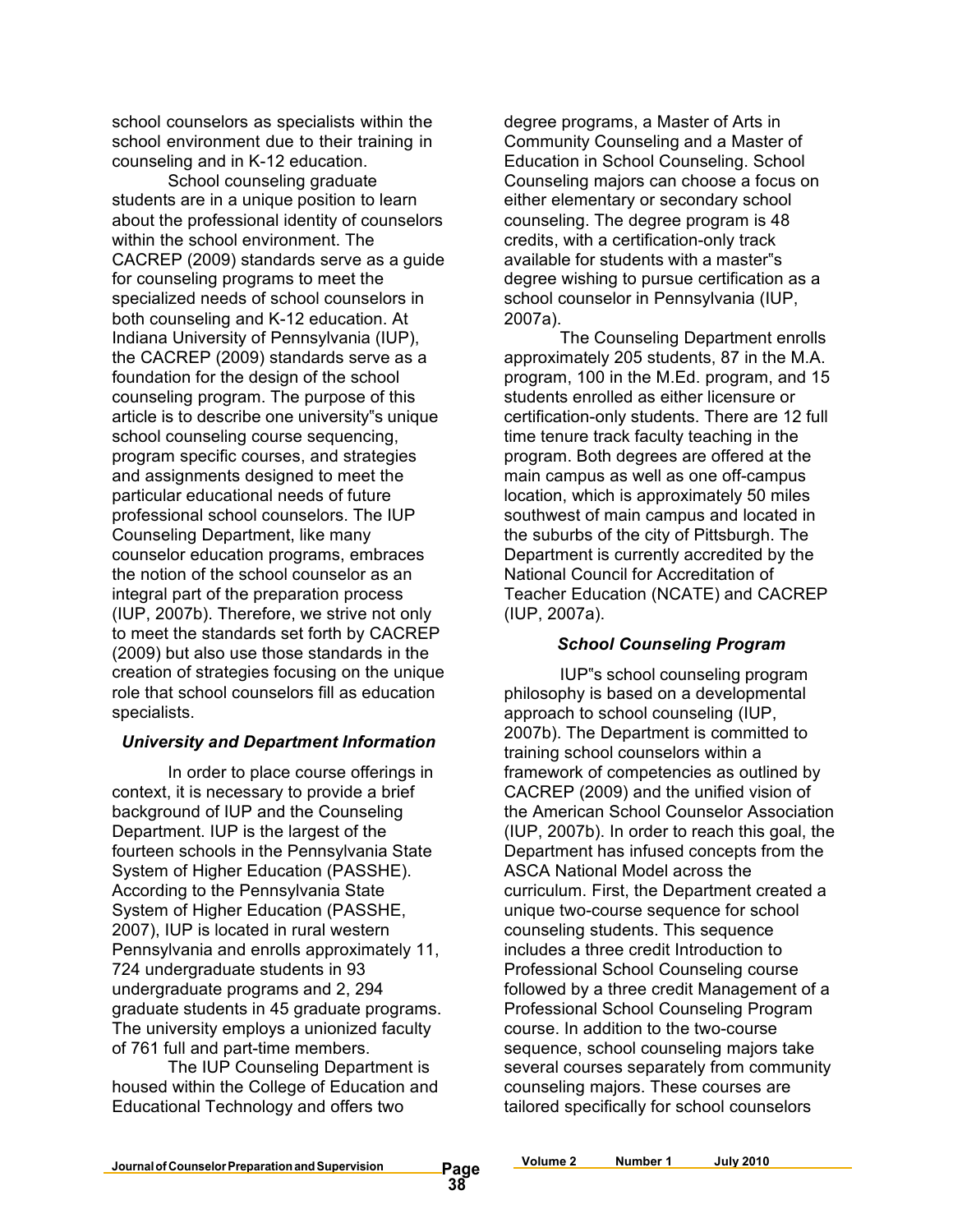school counselors as specialists within the school environment due to their training in counseling and in K-12 education.

School counseling graduate students are in a unique position to learn about the professional identity of counselors within the school environment. The CACREP (2009) standards serve as a guide for counseling programs to meet the specialized needs of school counselors in both counseling and K-12 education. At Indiana University of Pennsylvania (IUP), the CACREP (2009) standards serve as a foundation for the design of the school counseling program. The purpose of this article is to describe one university"s unique school counseling course sequencing, program specific courses, and strategies and assignments designed to meet the particular educational needs of future professional school counselors. The IUP Counseling Department, like many counselor education programs, embraces the notion of the school counselor as an integral part of the preparation process (IUP, 2007b). Therefore, we strive not only to meet the standards set forth by CACREP (2009) but also use those standards in the creation of strategies focusing on the unique role that school counselors fill as education specialists.

### *University and Department Information*

In order to place course offerings in context, it is necessary to provide a brief background of IUP and the Counseling Department. IUP is the largest of the fourteen schools in the Pennsylvania State System of Higher Education (PASSHE). According to the Pennsylvania State System of Higher Education (PASSHE, 2007), IUP is located in rural western Pennsylvania and enrolls approximately 11, 724 undergraduate students in 93 undergraduate programs and 2, 294 graduate students in 45 graduate programs. The university employs a unionized faculty of 761 full and part-time members.

The IUP Counseling Department is housed within the College of Education and Educational Technology and offers two degree programs, a Master of Arts in Community Counseling and a Master of Education in School Counseling. School Counseling majors can choose a focus on either elementary or secondary school counseling. The degree program is 48 credits, with a certification-only track available for students with a master"s degree wishing to pursue certification as a school counselor in Pennsylvania (IUP, 2007a).

The Counseling Department enrolls approximately 205 students, 87 in the M.A. program, 100 in the M.Ed. program, and 15 students enrolled as either licensure or certification-only students. There are 12 full time tenure track faculty teaching in the program. Both degrees are offered at the main campus as well as one off-campus location, which is approximately 50 miles southwest of main campus and located in the suburbs of the city of Pittsburgh. The Department is currently accredited by the National Council for Accreditation of Teacher Education (NCATE) and CACREP (IUP, 2007a).

### *School Counseling Program*

IUP"s school counseling program philosophy is based on a developmental approach to school counseling (IUP, 2007b). The Department is committed to training school counselors within a framework of competencies as outlined by CACREP (2009) and the unified vision of the American School Counselor Association (IUP, 2007b). In order to reach this goal, the Department has infused concepts from the ASCA National Model across the curriculum. First, the Department created a unique two-course sequence for school counseling students. This sequence includes a three credit Introduction to Professional School Counseling course followed by a three credit Management of a Professional School Counseling Program course. In addition to the two-course sequence, school counseling majors take several courses separately from community counseling majors. These courses are tailored specifically for school counselors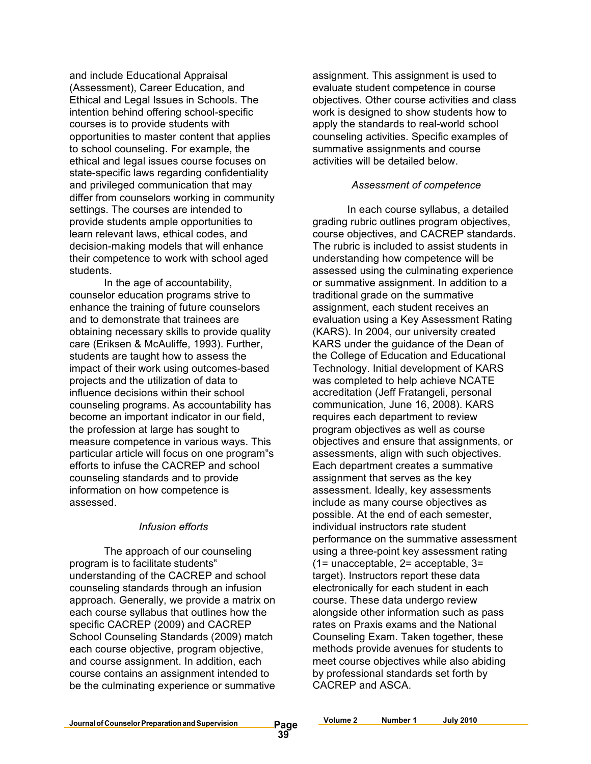and include Educational Appraisal (Assessment), Career Education, and Ethical and Legal Issues in Schools. The intention behind offering school-specific courses is to provide students with opportunities to master content that applies to school counseling. For example, the ethical and legal issues course focuses on state-specific laws regarding confidentiality and privileged communication that may differ from counselors working in community settings. The courses are intended to provide students ample opportunities to learn relevant laws, ethical codes, and decision-making models that will enhance their competence to work with school aged students.

In the age of accountability, counselor education programs strive to enhance the training of future counselors and to demonstrate that trainees are obtaining necessary skills to provide quality care (Eriksen & McAuliffe, 1993). Further, students are taught how to assess the impact of their work using outcomes-based projects and the utilization of data to influence decisions within their school counseling programs. As accountability has become an important indicator in our field, the profession at large has sought to measure competence in various ways. This particular article will focus on one program"s efforts to infuse the CACREP and school counseling standards and to provide information on how competence is assessed.

*Infusion efforts*

The approach of our counseling program is to facilitate students" understanding of the CACREP and school counseling standards through an infusion approach. Generally, we provide a matrix on each course syllabus that outlines how the specific CACREP (2009) and CACREP School Counseling Standards (2009) match each course objective, program objective, and course assignment. In addition, each course contains an assignment intended to be the culminating experience or summative assignment. This assignment is used to evaluate student competence in course objectives. Other course activities and class work is designed to show students how to apply the standards to real-world school counseling activities. Specific examples of summative assignments and course activities will be detailed below.

*Assessment of competence*

In each course syllabus, a detailed grading rubric outlines program objectives, course objectives, and CACREP standards. The rubric is included to assist students in understanding how competence will be assessed using the culminating experience or summative assignment. In addition to a traditional grade on the summative assignment, each student receives an evaluation using a Key Assessment Rating (KARS). In 2004, our university created KARS under the guidance of the Dean of the College of Education and Educational Technology. Initial development of KARS was completed to help achieve NCATE accreditation (Jeff Fratangeli, personal communication, June 16, 2008). KARS requires each department to review program objectives as well as course objectives and ensure that assignments, or assessments, align with such objectives. Each department creates a summative assignment that serves as the key assessment. Ideally, key assessments include as many course objectives as possible. At the end of each semester, individual instructors rate student performance on the summative assessment using a three-point key assessment rating (1= unacceptable, 2= acceptable, 3= target). Instructors report these data electronically for each student in each course. These data undergo review alongside other information such as pass rates on Praxis exams and the National Counseling Exam. Taken together, these methods provide avenues for students to meet course objectives while also abiding by professional standards set forth by CACREP and ASCA.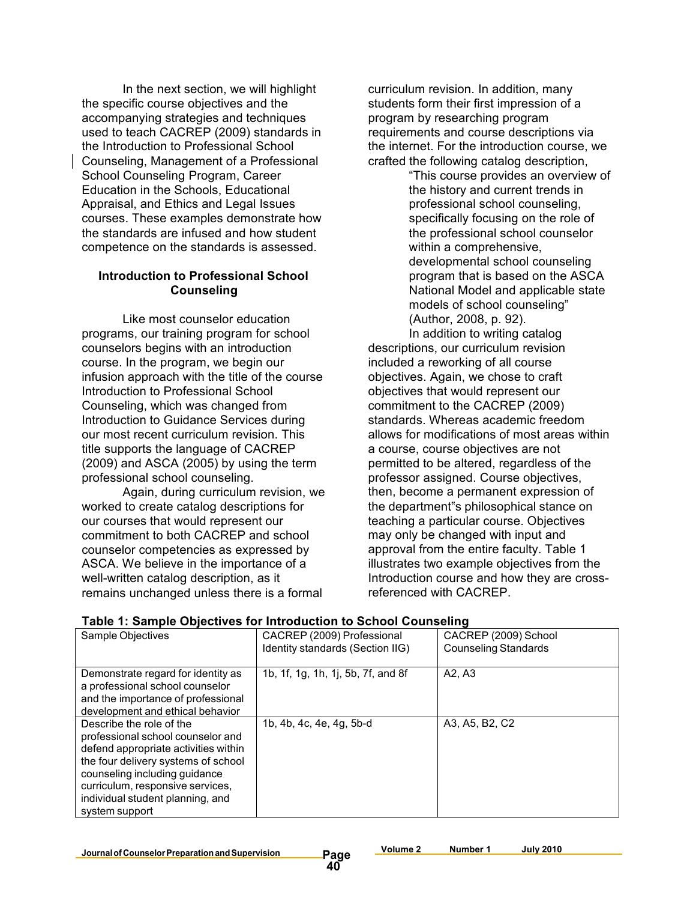In the next section, we will highlight the specific course objectives and the accompanying strategies and techniques used to teach CACREP (2009) standards in the Introduction to Professional School Counseling, Management of a Professional School Counseling Program, Career Education in the Schools, Educational Appraisal, and Ethics and Legal Issues courses. These examples demonstrate how the standards are infused and how student competence on the standards is assessed.

### Introduction to Professional School Counseling

Like most counselor education programs, our training program for school counselors begins with an introduction course. In the program, we begin our infusion approach with the title of the course Introduction to Professional School Counseling, which was changed from Introduction to Guidance Services during our most recent curriculum revision. This title supports the language of CACREP (2009) and ASCA (2005) by using the term professional school counseling.

Again, during curriculum revision, we worked to create catalog descriptions for our courses that would represent our commitment to both CACREP and school counselor competencies as expressed by ASCA. We believe in the importance of a well-written catalog description, as it remains unchanged unless there is a formal curriculum revision. In addition, many students form their first impression of a program by researching program requirements and course descriptions via the internet. For the introduction course, we crafted the following catalog description,

> "This course provides an overview of the history and current trends in professional school counseling, specifically focusing on the role of the professional school counselor within a comprehensive, developmental school counseling program that is based on the ASCA National Model and applicable state models of school counseling" (Author, 2008, p. 92).

In addition to writing catalog descriptions, our curriculum revision included a reworking of all course objectives. Again, we chose to craft objectives that would represent our commitment to the CACREP (2009) standards. Whereas academic freedom allows for modifications of most areas within a course, course objectives are not permitted to be altered, regardless of the professor assigned. Course objectives, then, become a permanent expression of the department"s philosophical stance on teaching a particular course. Objectives may only be changed with input and approval from the entire faculty. Table 1 illustrates two example objectives from the Introduction course and how they are cross-referenced with CACREP.

**Table 1: Sample Objectives for Introduction to School Counseling**

| Sample Objectives | CACREP (2009) Professional Identity standards (Section IIG) | CACREP (2009) School Counseling Standards |
|---|---|---|
| Demonstrate regard for identity as a professional school counselor and the importance of professional development and ethical behavior | 1b, 1f, 1g, 1h, 1j, 5b, 7f, and 8f | A2, A3 |
| Describe the role of the professional school counselor and defend appropriate activities within the four delivery systems of school counseling including guidance curriculum, responsive services, individual student planning, and system support | 1b, 4b, 4c, 4e, 4g, 5b-d | A3, A5, B2, C2 |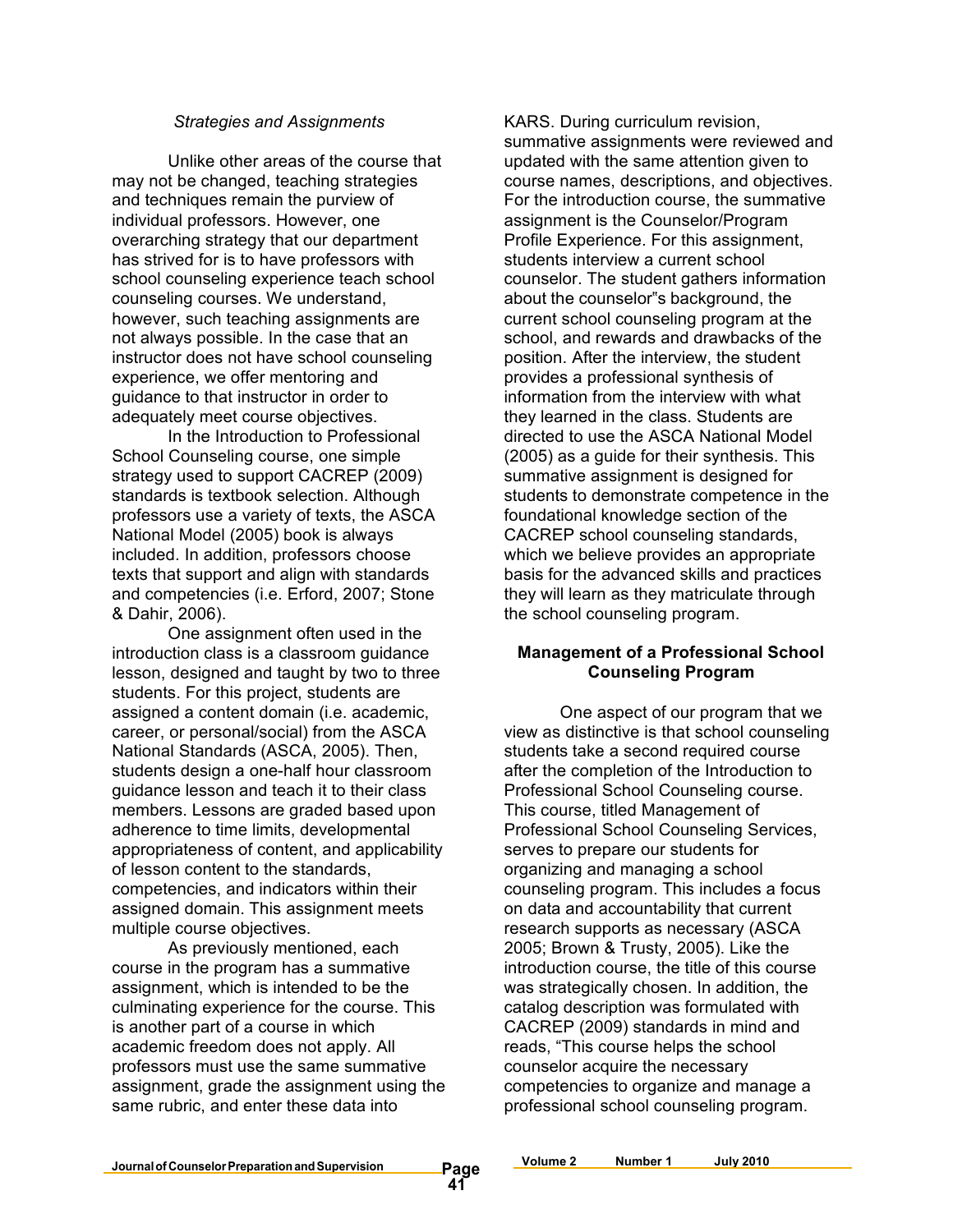*Strategies and Assignments*

Unlike other areas of the course that may not be changed, teaching strategies and techniques remain the purview of individual professors. However, one overarching strategy that our department has strived for is to have professors with school counseling experience teach school counseling courses. We understand, however, such teaching assignments are not always possible. In the case that an instructor does not have school counseling experience, we offer mentoring and guidance to that instructor in order to adequately meet course objectives.

In the Introduction to Professional School Counseling course, one simple strategy used to support CACREP (2009) standards is textbook selection. Although professors use a variety of texts, the ASCA National Model (2005) book is always included. In addition, professors choose texts that support and align with standards and competencies (i.e. Erford, 2007; Stone & Dahir, 2006).

One assignment often used in the introduction class is a classroom guidance lesson, designed and taught by two to three students. For this project, students are assigned a content domain (i.e. academic, career, or personal/social) from the ASCA National Standards (ASCA, 2005). Then, students design a one-half hour classroom guidance lesson and teach it to their class members. Lessons are graded based upon adherence to time limits, developmental appropriateness of content, and applicability of lesson content to the standards, competencies, and indicators within their assigned domain. This assignment meets multiple course objectives.

As previously mentioned, each course in the program has a summative assignment, which is intended to be the culminating experience for the course. This is another part of a course in which academic freedom does not apply. All professors must use the same summative assignment, grade the assignment using the same rubric, and enter these data into KARS. During curriculum revision, summative assignments were reviewed and updated with the same attention given to course names, descriptions, and objectives. For the introduction course, the summative assignment is the Counselor/Program Profile Experience. For this assignment, students interview a current school counselor. The student gathers information about the counselor"s background, the current school counseling program at the school, and rewards and drawbacks of the position. After the interview, the student provides a professional synthesis of information from the interview with what they learned in the class. Students are directed to use the ASCA National Model (2005) as a guide for their synthesis. This summative assignment is designed for students to demonstrate competence in the foundational knowledge section of the CACREP school counseling standards, which we believe provides an appropriate basis for the advanced skills and practices they will learn as they matriculate through the school counseling program.

## Management of a Professional School Counseling Program

One aspect of our program that we view as distinctive is that school counseling students take a second required course after the completion of the Introduction to Professional School Counseling course. This course, titled Management of Professional School Counseling Services, serves to prepare our students for organizing and managing a school counseling program. This includes a focus on data and accountability that current research supports as necessary (ASCA 2005; Brown & Trusty, 2005). Like the introduction course, the title of this course was strategically chosen. In addition, the catalog description was formulated with CACREP (2009) standards in mind and reads, "This course helps the school counselor acquire the necessary competencies to organize and manage a professional school counseling program.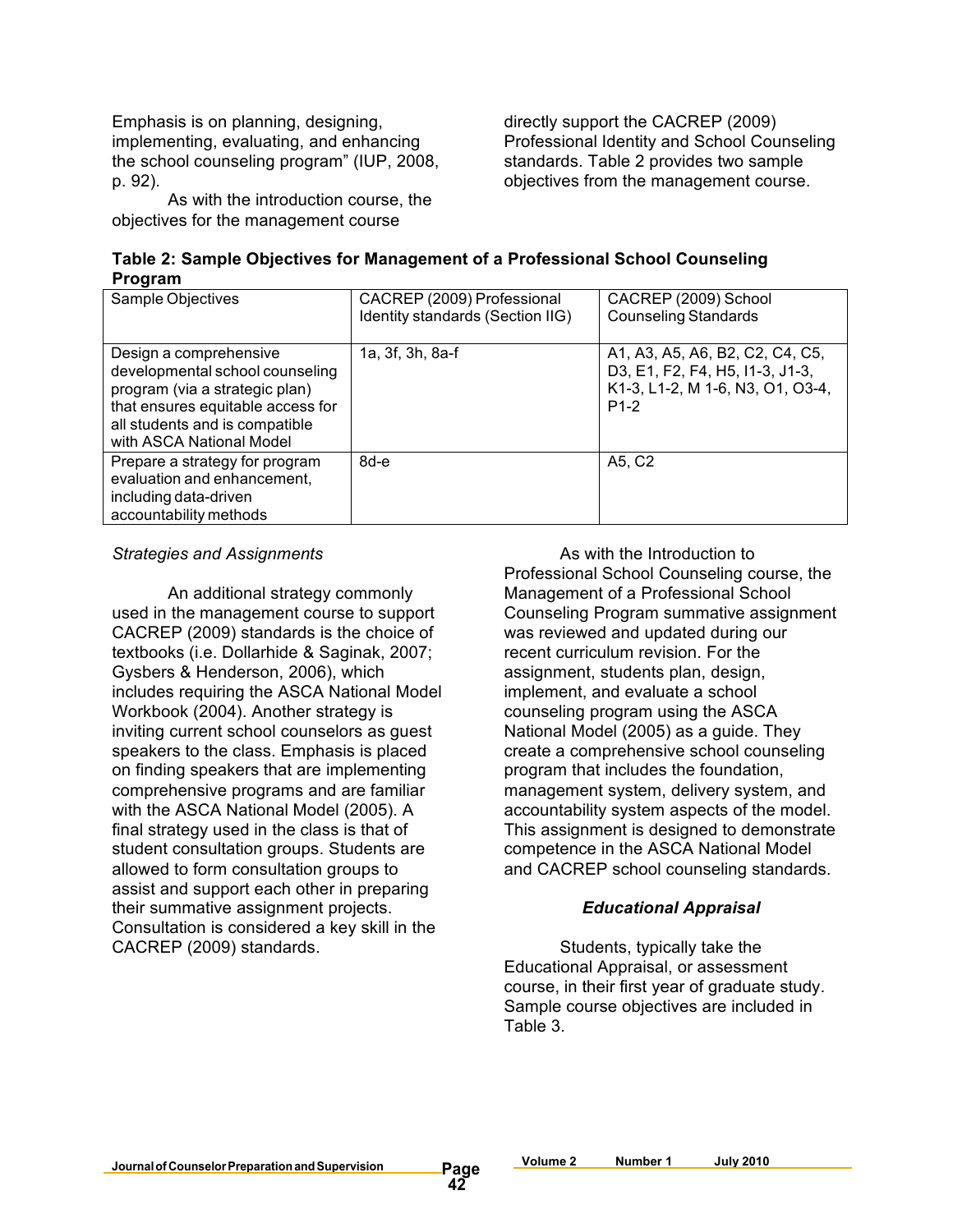Emphasis is on planning, designing, implementing, evaluating, and enhancing the school counseling program" (IUP, 2008, p. 92).

As with the introduction course, the objectives for the management course directly support the CACREP (2009) Professional Identity and School Counseling standards. Table 2 provides two sample objectives from the management course.

**Table 2: Sample Objectives for Management of a Professional School Counseling Program**

| Sample Objectives | CACREP (2009) Professional Identity standards (Section IIG) | CACREP (2009) School Counseling Standards |
|---|---|---|
| Design a comprehensive developmental school counseling program (via a strategic plan) that ensures equitable access for all students and is compatible with ASCA National Model | 1a, 3f, 3h, 8a-f | A1, A3, A5, A6, B2, C2, C4, C5, D3, E1, F2, F4, H5, I1-3, J1-3, K1-3, L1-2, M 1-6, N3, O1, O3-4, P1-2 |
| Prepare a strategy for program evaluation and enhancement, including data-driven accountability methods | 8d-e | A5, C2 |

*Strategies and Assignments*

An additional strategy commonly used in the management course to support CACREP (2009) standards is the choice of textbooks (i.e. Dollarhide & Saginak, 2007; Gysbers & Henderson, 2006), which includes requiring the ASCA National Model Workbook (2004). Another strategy is inviting current school counselors as guest speakers to the class. Emphasis is placed on finding speakers that are implementing comprehensive programs and are familiar with the ASCA National Model (2005). A final strategy used in the class is that of student consultation groups. Students are allowed to form consultation groups to assist and support each other in preparing their summative assignment projects. Consultation is considered a key skill in the CACREP (2009) standards.

As with the Introduction to Professional School Counseling course, the Management of a Professional School Counseling Program summative assignment was reviewed and updated during our recent curriculum revision. For the assignment, students plan, design, implement, and evaluate a school counseling program using the ASCA National Model (2005) as a guide. They create a comprehensive school counseling program that includes the foundation, management system, delivery system, and accountability system aspects of the model. This assignment is designed to demonstrate competence in the ASCA National Model and CACREP school counseling standards.

### *Educational Appraisal*

Students, typically take the Educational Appraisal, or assessment course, in their first year of graduate study. Sample course objectives are included in Table 3.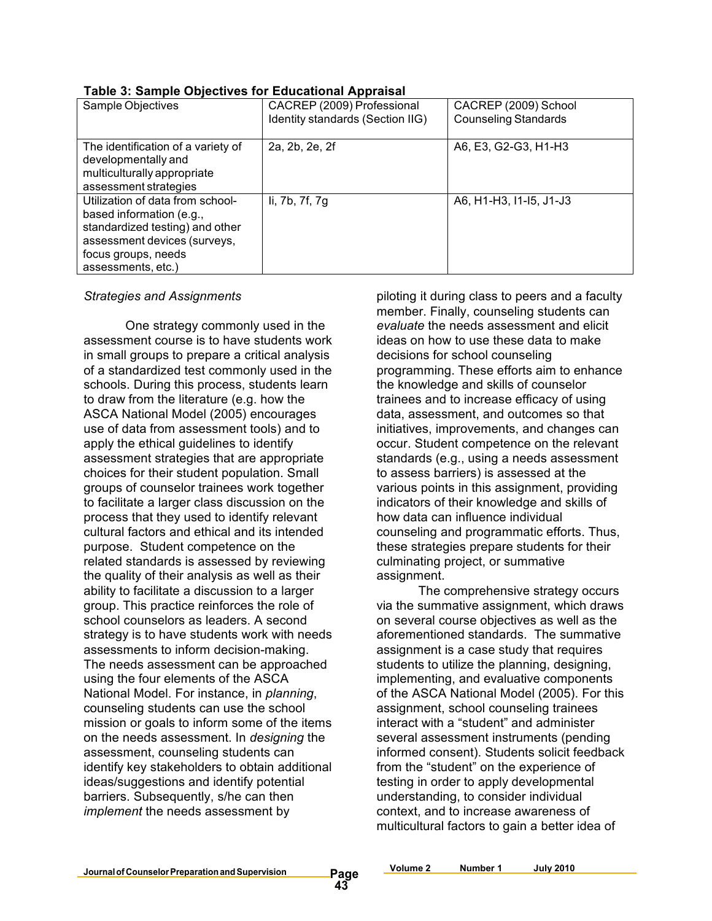**Table 3: Sample Objectives for Educational Appraisal**

| Sample Objectives | CACREP (2009) Professional Identity standards (Section IIG) | CACREP (2009) School Counseling Standards |
| --- | --- | --- |
| The identification of a variety of developmentally and multiculturally appropriate assessment strategies | 2a, 2b, 2e, 2f | A6, E3, G2-G3, H1-H3 |
| Utilization of data from school-based information (e.g., standardized testing) and other assessment devices (surveys, focus groups, needs assessments, etc.) | Ii, 7b, 7f, 7g | A6, H1-H3, I1-I5, J1-J3 |

*Strategies and Assignments*

One strategy commonly used in the assessment course is to have students work in small groups to prepare a critical analysis of a standardized test commonly used in the schools. During this process, students learn to draw from the literature (e.g. how the ASCA National Model (2005) encourages use of data from assessment tools) and to apply the ethical guidelines to identify assessment strategies that are appropriate choices for their student population. Small groups of counselor trainees work together to facilitate a larger class discussion on the process that they used to identify relevant cultural factors and ethical and its intended purpose. Student competence on the related standards is assessed by reviewing the quality of their analysis as well as their ability to facilitate a discussion to a larger group. This practice reinforces the role of school counselors as leaders. A second strategy is to have students work with needs assessments to inform decision-making. The needs assessment can be approached using the four elements of the ASCA National Model. For instance, in *planning*, counseling students can use the school mission or goals to inform some of the items on the needs assessment. In *designing* the assessment, counseling students can identify key stakeholders to obtain additional ideas/suggestions and identify potential barriers. Subsequently, s/he can then *implement* the needs assessment by piloting it during class to peers and a faculty member. Finally, counseling students can *evaluate* the needs assessment and elicit ideas on how to use these data to make decisions for school counseling programming. These efforts aim to enhance the knowledge and skills of counselor trainees and to increase efficacy of using data, assessment, and outcomes so that initiatives, improvements, and changes can occur. Student competence on the relevant standards (e.g., using a needs assessment to assess barriers) is assessed at the various points in this assignment, providing indicators of their knowledge and skills of how data can influence individual counseling and programmatic efforts. Thus, these strategies prepare students for their culminating project, or summative assignment.

The comprehensive strategy occurs via the summative assignment, which draws on several course objectives as well as the aforementioned standards. The summative assignment is a case study that requires students to utilize the planning, designing, implementing, and evaluative components of the ASCA National Model (2005). For this assignment, school counseling trainees interact with a "student" and administer several assessment instruments (pending informed consent). Students solicit feedback from the "student" on the experience of testing in order to apply developmental understanding, to consider individual context, and to increase awareness of multicultural factors to gain a better idea of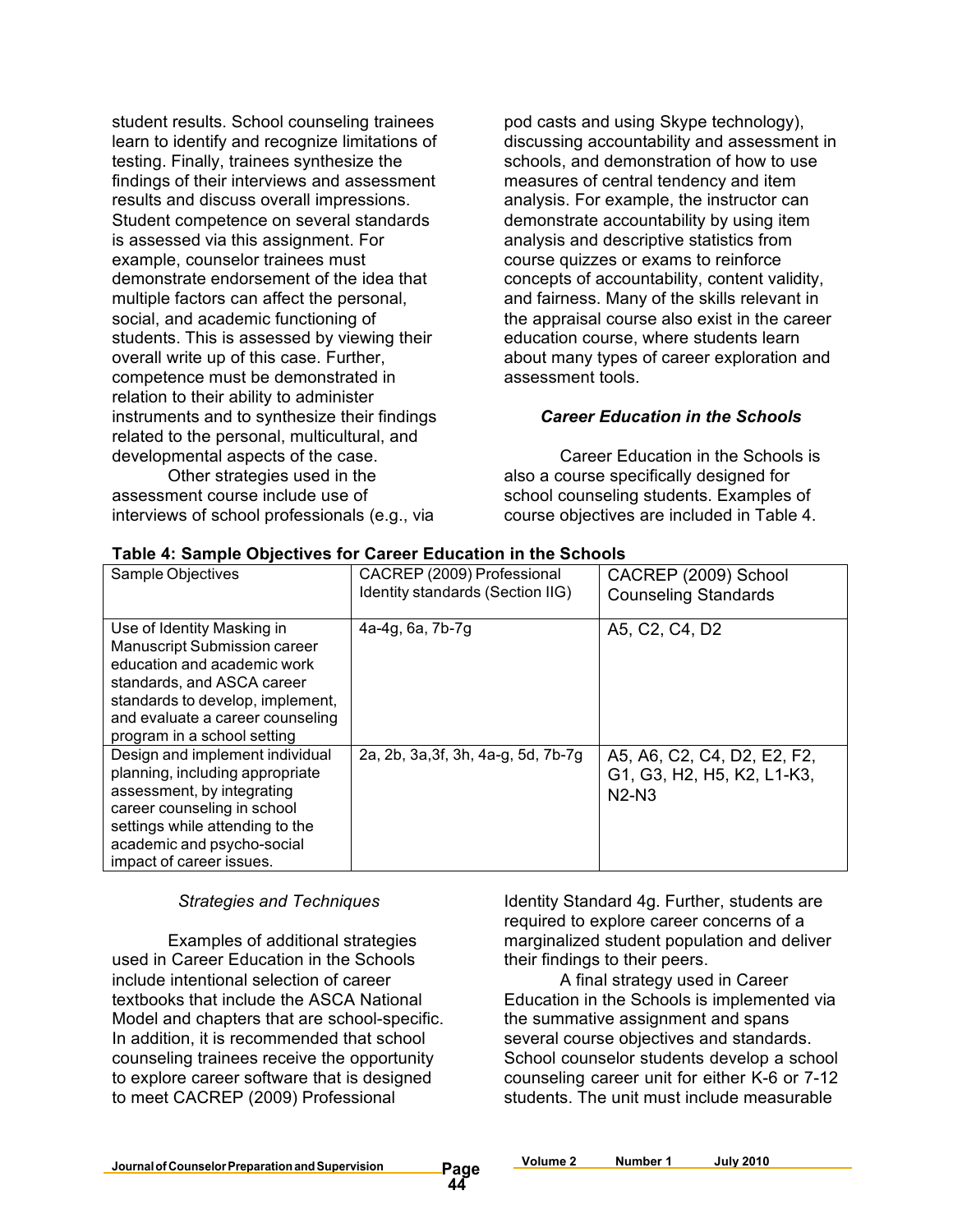student results. School counseling trainees learn to identify and recognize limitations of testing. Finally, trainees synthesize the findings of their interviews and assessment results and discuss overall impressions. Student competence on several standards is assessed via this assignment. For example, counselor trainees must demonstrate endorsement of the idea that multiple factors can affect the personal, social, and academic functioning of students. This is assessed by viewing their overall write up of this case. Further, competence must be demonstrated in relation to their ability to administer instruments and to synthesize their findings related to the personal, multicultural, and developmental aspects of the case.

Other strategies used in the assessment course include use of interviews of school professionals (e.g., via pod casts and using Skype technology), discussing accountability and assessment in schools, and demonstration of how to use measures of central tendency and item analysis. For example, the instructor can demonstrate accountability by using item analysis and descriptive statistics from course quizzes or exams to reinforce concepts of accountability, content validity, and fairness. Many of the skills relevant in the appraisal course also exist in the career education course, where students learn about many types of career exploration and assessment tools.

### *Career Education in the Schools*

Career Education in the Schools is also a course specifically designed for school counseling students. Examples of course objectives are included in Table 4.

**Table 4: Sample Objectives for Career Education in the Schools**

| Sample Objectives | CACREP (2009) Professional Identity standards (Section IIG) | CACREP (2009) School Counseling Standards |
| --- | --- | --- |
| Use of Identity Masking in Manuscript Submission career education and academic work standards, and ASCA career standards to develop, implement, and evaluate a career counseling program in a school setting | 4a-4g, 6a, 7b-7g | A5, C2, C4, D2 |
| Design and implement individual planning, including appropriate assessment, by integrating career counseling in school settings while attending to the academic and psycho-social impact of career issues. | 2a, 2b, 3a,3f, 3h, 4a-g, 5d, 7b-7g | A5, A6, C2, C4, D2, E2, F2, G1, G3, H2, H5, K2, L1-K3, N2-N3 |

#### *Strategies and Techniques*

Examples of additional strategies used in Career Education in the Schools include intentional selection of career textbooks that include the ASCA National Model and chapters that are school-specific. In addition, it is recommended that school counseling trainees receive the opportunity to explore career software that is designed to meet CACREP (2009) Professional Identity Standard 4g. Further, students are required to explore career concerns of a marginalized student population and deliver their findings to their peers.

A final strategy used in Career Education in the Schools is implemented via the summative assignment and spans several course objectives and standards. School counselor students develop a school counseling career unit for either K-6 or 7-12 students. The unit must include measurable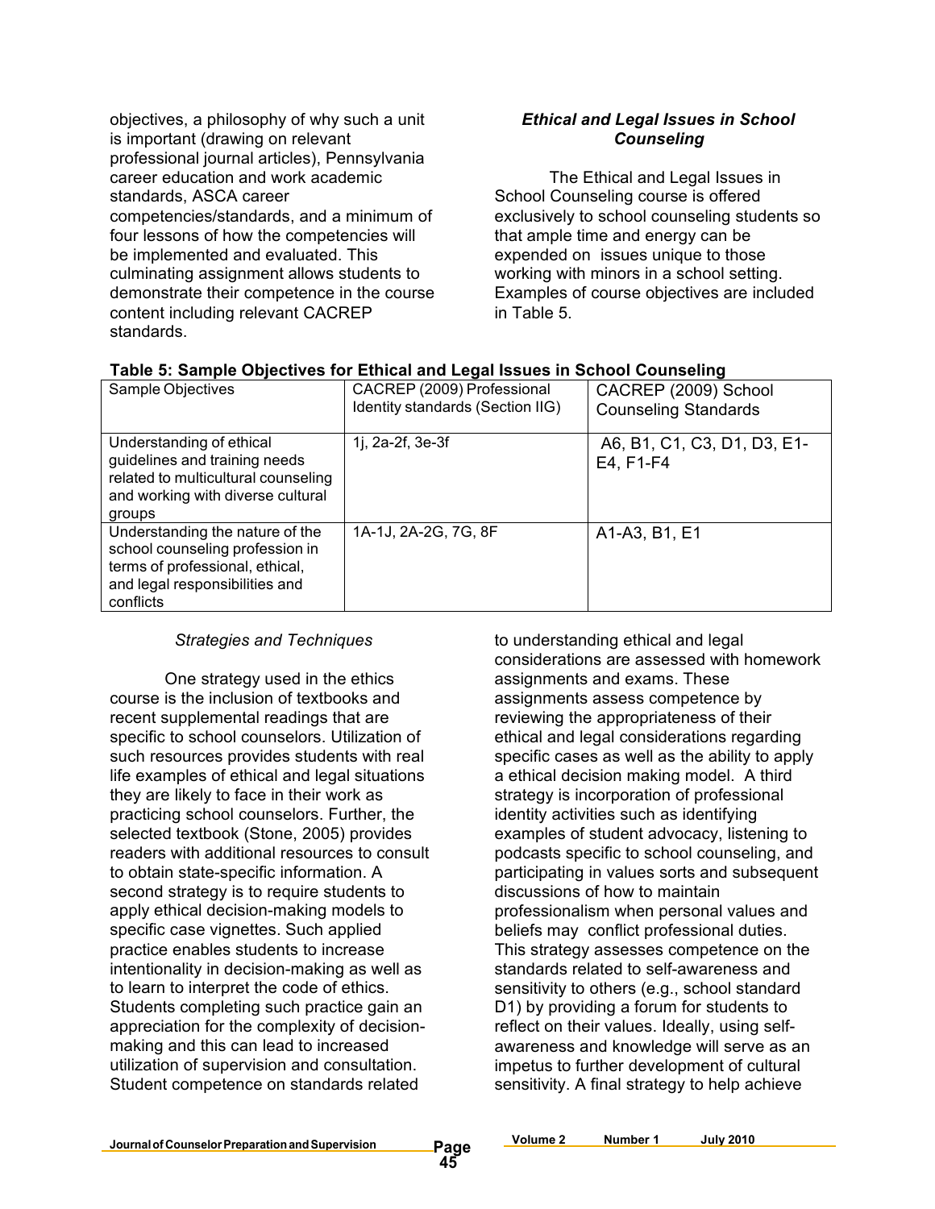objectives, a philosophy of why such a unit is important (drawing on relevant professional journal articles), Pennsylvania career education and work academic standards, ASCA career competencies/standards, and a minimum of four lessons of how the competencies will be implemented and evaluated. This culminating assignment allows students to demonstrate their competence in the course content including relevant CACREP standards.

### *Ethical and Legal Issues in School Counseling*

The Ethical and Legal Issues in School Counseling course is offered exclusively to school counseling students so that ample time and energy can be expended on issues unique to those working with minors in a school setting. Examples of course objectives are included in Table 5.

**Table 5: Sample Objectives for Ethical and Legal Issues in School Counseling**

| Sample Objectives | CACREP (2009) Professional Identity standards (Section IIG) | CACREP (2009) School Counseling Standards |
|---|---|---|
| Understanding of ethical guidelines and training needs related to multicultural counseling and working with diverse cultural groups | 1j, 2a-2f, 3e-3f | A6, B1, C1, C3, D1, D3, E1-E4, F1-F4 |
| Understanding the nature of the school counseling profession in terms of professional, ethical, and legal responsibilities and conflicts | 1A-1J, 2A-2G, 7G, 8F | A1-A3, B1, E1 |

*Strategies and Techniques*

One strategy used in the ethics course is the inclusion of textbooks and recent supplemental readings that are specific to school counselors. Utilization of such resources provides students with real life examples of ethical and legal situations they are likely to face in their work as practicing school counselors. Further, the selected textbook (Stone, 2005) provides readers with additional resources to consult to obtain state-specific information. A second strategy is to require students to apply ethical decision-making models to specific case vignettes. Such applied practice enables students to increase intentionality in decision-making as well as to learn to interpret the code of ethics. Students completing such practice gain an appreciation for the complexity of decision-making and this can lead to increased utilization of supervision and consultation. Student competence on standards related to understanding ethical and legal considerations are assessed with homework assignments and exams. These assignments assess competence by reviewing the appropriateness of their ethical and legal considerations regarding specific cases as well as the ability to apply a ethical decision making model. A third strategy is incorporation of professional identity activities such as identifying examples of student advocacy, listening to podcasts specific to school counseling, and participating in values sorts and subsequent discussions of how to maintain professionalism when personal values and beliefs may conflict professional duties. This strategy assesses competence on the standards related to self-awareness and sensitivity to others (e.g., school standard D1) by providing a forum for students to reflect on their values. Ideally, using self-awareness and knowledge will serve as an impetus to further development of cultural sensitivity. A final strategy to help achieve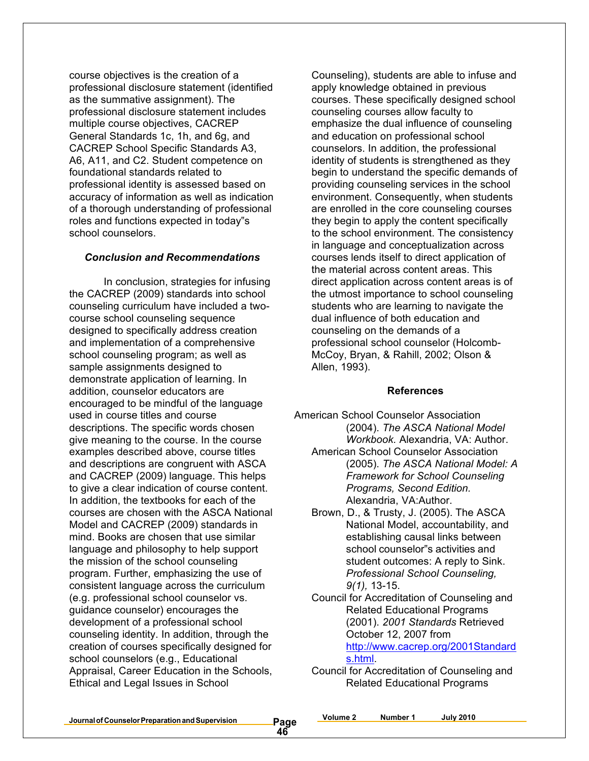course objectives is the creation of a professional disclosure statement (identified as the summative assignment). The professional disclosure statement includes multiple course objectives, CACREP General Standards 1c, 1h, and 6g, and CACREP School Specific Standards A3, A6, A11, and C2. Student competence on foundational standards related to professional identity is assessed based on accuracy of information as well as indication of a thorough understanding of professional roles and functions expected in today"s school counselors.

### *Conclusion and Recommendations*

In conclusion, strategies for infusing the CACREP (2009) standards into school counseling curriculum have included a two-course school counseling sequence designed to specifically address creation and implementation of a comprehensive school counseling program; as well as sample assignments designed to demonstrate application of learning. In addition, counselor educators are encouraged to be mindful of the language used in course titles and course descriptions. The specific words chosen give meaning to the course. In the course examples described above, course titles and descriptions are congruent with ASCA and CACREP (2009) language. This helps to give a clear indication of course content. In addition, the textbooks for each of the courses are chosen with the ASCA National Model and CACREP (2009) standards in mind. Books are chosen that use similar language and philosophy to help support the mission of the school counseling program. Further, emphasizing the use of consistent language across the curriculum (e.g. professional school counselor vs. guidance counselor) encourages the development of a professional school counseling identity. In addition, through the creation of courses specifically designed for school counselors (e.g., Educational Appraisal, Career Education in the Schools, Ethical and Legal Issues in School Counseling), students are able to infuse and apply knowledge obtained in previous courses. These specifically designed school counseling courses allow faculty to emphasize the dual influence of counseling and education on professional school counselors. In addition, the professional identity of students is strengthened as they begin to understand the specific demands of providing counseling services in the school environment. Consequently, when students are enrolled in the core counseling courses they begin to apply the content specifically to the school environment. The consistency in language and conceptualization across courses lends itself to direct application of the material across content areas. This direct application across content areas is of the utmost importance to school counseling students who are learning to navigate the dual influence of both education and counseling on the demands of a professional school counselor (Holcomb-McCoy, Bryan, & Rahill, 2002; Olson & Allen, 1993).

### References

American School Counselor Association (2004). *The ASCA National Model Workbook.* Alexandria, VA: Author.

American School Counselor Association (2005). *The ASCA National Model: A Framework for School Counseling Programs, Second Edition.* Alexandria, VA:Author.

Brown, D., & Trusty, J. (2005). The ASCA National Model, accountability, and establishing causal links between school counselor"s activities and student outcomes: A reply to Sink. *Professional School Counseling, 9(1),* 13-15.

Council for Accreditation of Counseling and Related Educational Programs (2001). *2001 Standards* Retrieved October 12, 2007 from http://www.cacrep.org/2001Standards.html.

Council for Accreditation of Counseling and Related Educational Programs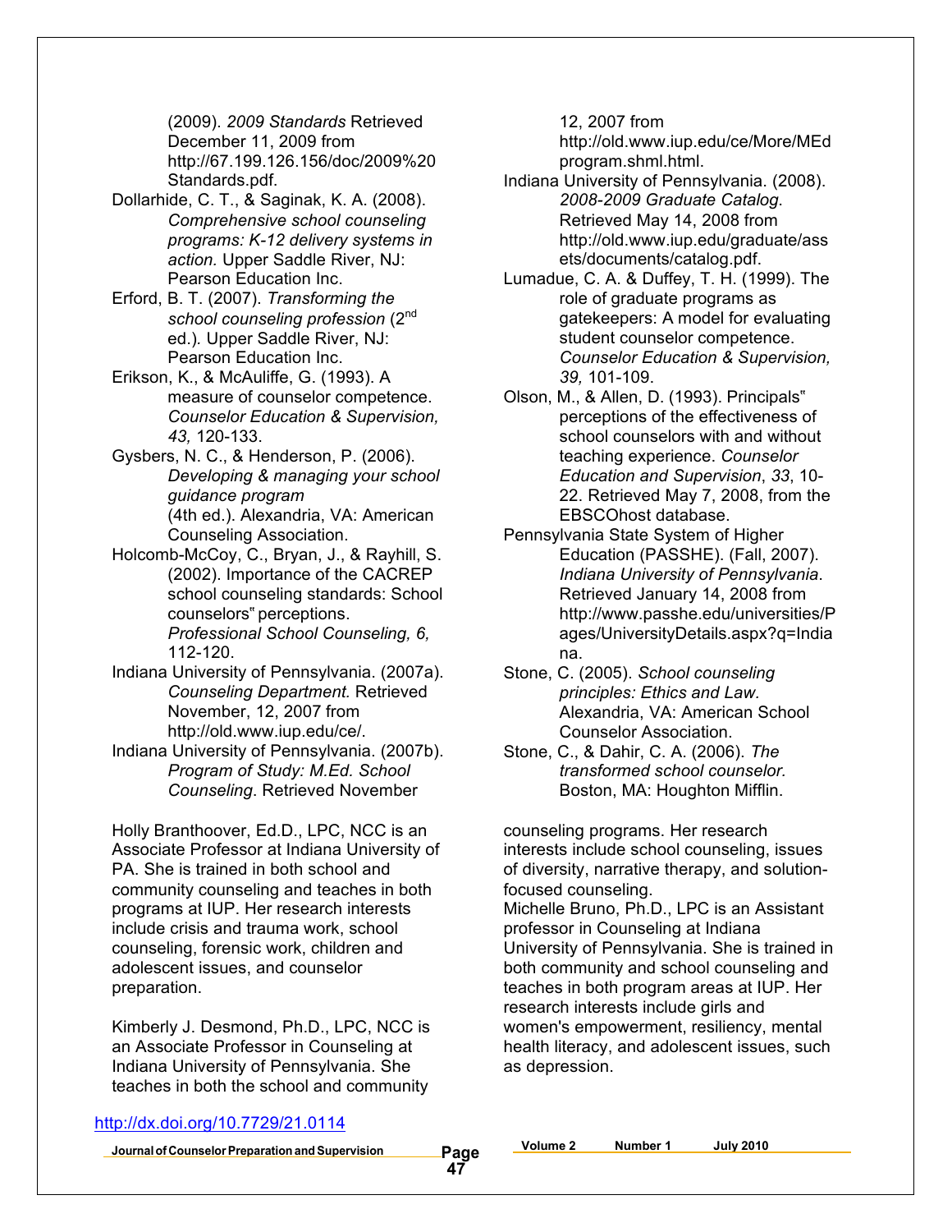(2009). *2009 Standards* Retrieved December 11, 2009 from http://67.199.126.156/doc/2009%20 Standards.pdf.

Dollarhide, C. T., & Saginak, K. A. (2008). *Comprehensive school counseling programs: K-12 delivery systems in action.* Upper Saddle River, NJ: Pearson Education Inc.

Erford, B. T. (2007). *Transforming the school counseling profession* (2nd ed.). Upper Saddle River, NJ: Pearson Education Inc.

Erikson, K., & McAuliffe, G. (1993). A measure of counselor competence. *Counselor Education & Supervision, 43,* 120-133.

Gysbers, N. C., & Henderson, P. (2006). *Developing & managing your school guidance program* (4th ed.). Alexandria, VA: American Counseling Association.

Holcomb-McCoy, C., Bryan, J., & Rayhill, S. (2002). Importance of the CACREP school counseling standards: School counselors" perceptions. *Professional School Counseling, 6,* 112-120.

Indiana University of Pennsylvania. (2007a). *Counseling Department.* Retrieved November, 12, 2007 from http://old.www.iup.edu/ce/.

Indiana University of Pennsylvania. (2007b). *Program of Study: M.Ed. School Counseling*. Retrieved November 12, 2007 from http://old.www.iup.edu/ce/More/MEd program.shml.html.

Indiana University of Pennsylvania. (2008). *2008-2009 Graduate Catalog*. Retrieved May 14, 2008 from http://old.www.iup.edu/graduate/ass ets/documents/catalog.pdf.

Lumadue, C. A. & Duffey, T. H. (1999). The role of graduate programs as gatekeepers: A model for evaluating student counselor competence. *Counselor Education & Supervision, 39,* 101-109.

Olson, M., & Allen, D. (1993). Principals" perceptions of the effectiveness of school counselors with and without teaching experience. *Counselor Education and Supervision*, *33*, 10-22. Retrieved May 7, 2008, from the EBSCOhost database.

Pennsylvania State System of Higher Education (PASSHE). (Fall, 2007). *Indiana University of Pennsylvania*. Retrieved January 14, 2008 from http://www.passhe.edu/universities/P ages/UniversityDetails.aspx?q=India na.

Stone, C. (2005). *School counseling principles: Ethics and Law.* Alexandria, VA: American School Counselor Association.

Stone, C., & Dahir, C. A. (2006). *The transformed school counselor.* Boston, MA: Houghton Mifflin.

Holly Branthoover, Ed.D., LPC, NCC is an Associate Professor at Indiana University of PA. She is trained in both school and community counseling and teaches in both programs at IUP. Her research interests include crisis and trauma work, school counseling, forensic work, children and adolescent issues, and counselor preparation.

Kimberly J. Desmond, Ph.D., LPC, NCC is an Associate Professor in Counseling at Indiana University of Pennsylvania. She teaches in both the school and community counseling programs. Her research interests include school counseling, issues of diversity, narrative therapy, and solution-focused counseling.

Michelle Bruno, Ph.D., LPC is an Assistant professor in Counseling at Indiana University of Pennsylvania. She is trained in both community and school counseling and teaches in both program areas at IUP. Her research interests include girls and women's empowerment, resiliency, mental health literacy, and adolescent issues, such as depression.

http://dx.doi.org/10.7729/21.0114